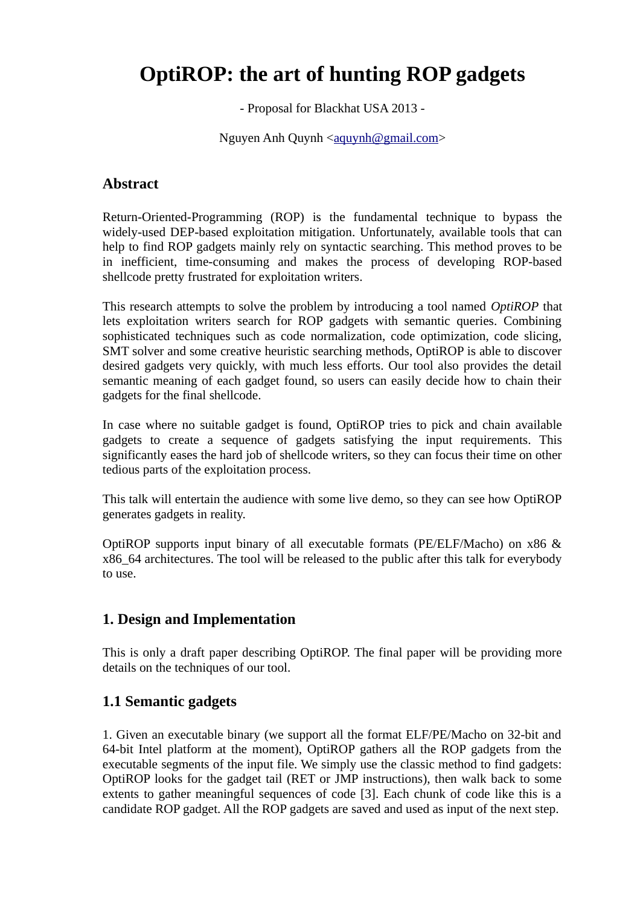# OptiROP: the art of hunting ROP gadgets

- Proposal for Blackhat USA 2013 -

Nguyen Anh Quynh <aquynh@gmail.com>

## Abstract

Return-Oriented-Programming (ROP) is the fundamental technique to bypass the widely-used DEP-based exploitation mitigation. Unfortunately, available tools that can help to find ROP gadgets mainly rely on syntactic searching. This method proves to be in inefficient, time-consuming and makes the process of developing ROP-based shellcode pretty frustrated for exploitation writers.

This research attempts to solve the problem by introducing a tool named *OptiROP* that lets exploitation writers search for ROP gadgets with semantic queries. Combining sophisticated techniques such as code normalization, code optimization, code slicing, SMT solver and some creative heuristic searching methods, OptiROP is able to discover desired gadgets very quickly, with much less efforts. Our tool also provides the detail semantic meaning of each gadget found, so users can easily decide how to chain their gadgets for the final shellcode.

In case where no suitable gadget is found, OptiROP tries to pick and chain available gadgets to create a sequence of gadgets satisfying the input requirements. This significantly eases the hard job of shellcode writers, so they can focus their time on other tedious parts of the exploitation process.

This talk will entertain the audience with some live demo, so they can see how OptiROP generates gadgets in reality.

OptiROP supports input binary of all executable formats (PE/ELF/Macho) on x86 & x86_64 architectures. The tool will be released to the public after this talk for everybody to use.

## 1. Design and Implementation

This is only a draft paper describing OptiROP. The final paper will be providing more details on the techniques of our tool.

### 1.1 Semantic gadgets

1. Given an executable binary (we support all the format ELF/PE/Macho on 32-bit and 64-bit Intel platform at the moment), OptiROP gathers all the ROP gadgets from the executable segments of the input file. We simply use the classic method to find gadgets: OptiROP looks for the gadget tail (RET or JMP instructions), then walk back to some extents to gather meaningful sequences of code [3]. Each chunk of code like this is a candidate ROP gadget. All the ROP gadgets are saved and used as input of the next step.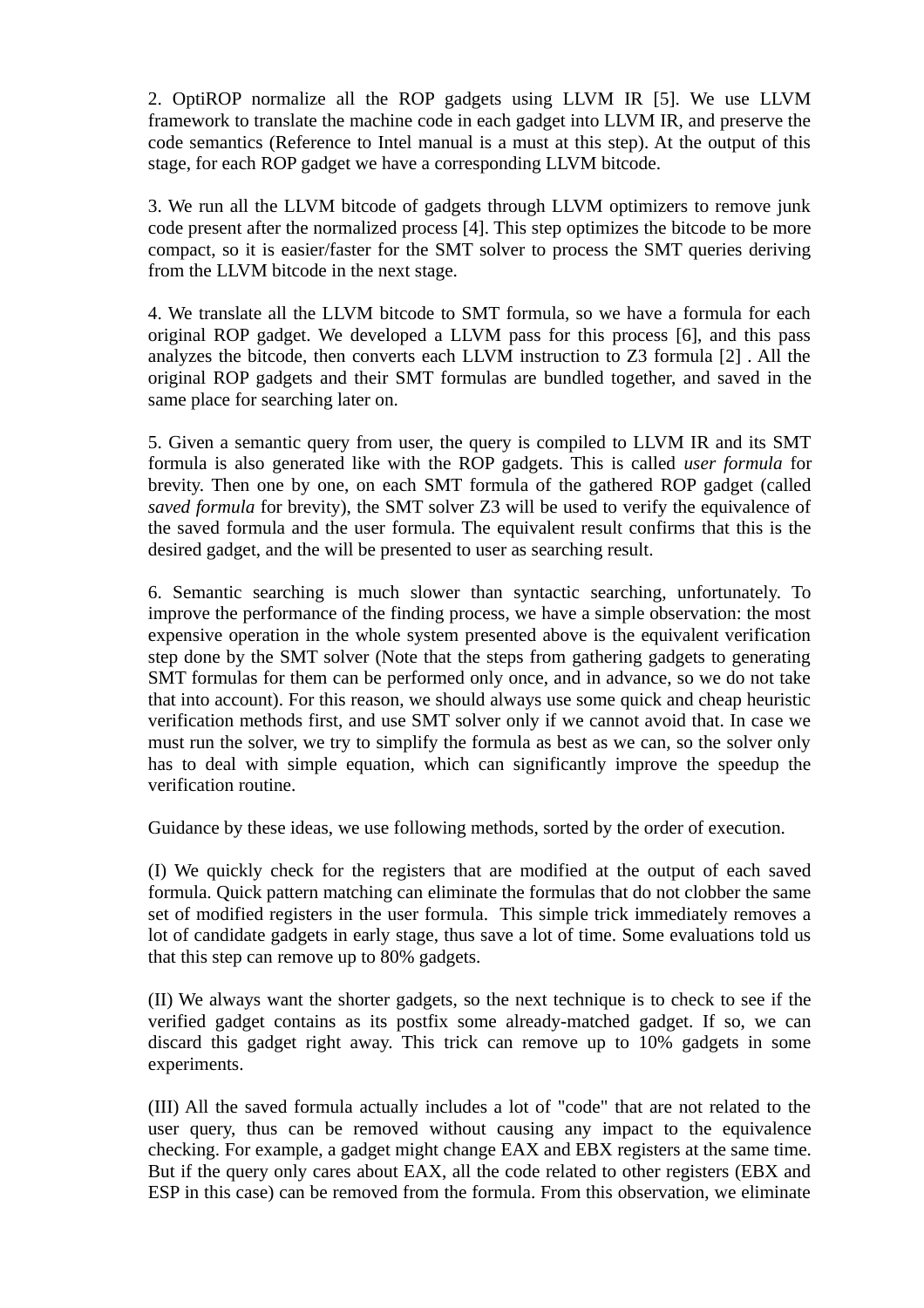2. OptiROP normalize all the ROP gadgets using LLVM IR [5]. We use LLVM framework to translate the machine code in each gadget into LLVM IR, and preserve the code semantics (Reference to Intel manual is a must at this step). At the output of this stage, for each ROP gadget we have a corresponding LLVM bitcode.

3. We run all the LLVM bitcode of gadgets through LLVM optimizers to remove junk code present after the normalized process [4]. This step optimizes the bitcode to be more compact, so it is easier/faster for the SMT solver to process the SMT queries deriving from the LLVM bitcode in the next stage.

4. We translate all the LLVM bitcode to SMT formula, so we have a formula for each original ROP gadget. We developed a LLVM pass for this process [6], and this pass analyzes the bitcode, then converts each LLVM instruction to Z3 formula [2] . All the original ROP gadgets and their SMT formulas are bundled together, and saved in the same place for searching later on.

5. Given a semantic query from user, the query is compiled to LLVM IR and its SMT formula is also generated like with the ROP gadgets. This is called *user formula* for brevity. Then one by one, on each SMT formula of the gathered ROP gadget (called *saved formula* for brevity), the SMT solver Z3 will be used to verify the equivalence of the saved formula and the user formula. The equivalent result confirms that this is the desired gadget, and the will be presented to user as searching result.

6. Semantic searching is much slower than syntactic searching, unfortunately. To improve the performance of the finding process, we have a simple observation: the most expensive operation in the whole system presented above is the equivalent verification step done by the SMT solver (Note that the steps from gathering gadgets to generating SMT formulas for them can be performed only once, and in advance, so we do not take that into account). For this reason, we should always use some quick and cheap heuristic verification methods first, and use SMT solver only if we cannot avoid that. In case we must run the solver, we try to simplify the formula as best as we can, so the solver only has to deal with simple equation, which can significantly improve the speedup the verification routine.

Guidance by these ideas, we use following methods, sorted by the order of execution.

(I) We quickly check for the registers that are modified at the output of each saved formula. Quick pattern matching can eliminate the formulas that do not clobber the same set of modified registers in the user formula. This simple trick immediately removes a lot of candidate gadgets in early stage, thus save a lot of time. Some evaluations told us that this step can remove up to 80% gadgets.

(II) We always want the shorter gadgets, so the next technique is to check to see if the verified gadget contains as its postfix some already-matched gadget. If so, we can discard this gadget right away. This trick can remove up to 10% gadgets in some experiments.

(III) All the saved formula actually includes a lot of "code" that are not related to the user query, thus can be removed without causing any impact to the equivalence checking. For example, a gadget might change EAX and EBX registers at the same time. But if the query only cares about EAX, all the code related to other registers (EBX and ESP in this case) can be removed from the formula. From this observation, we eliminate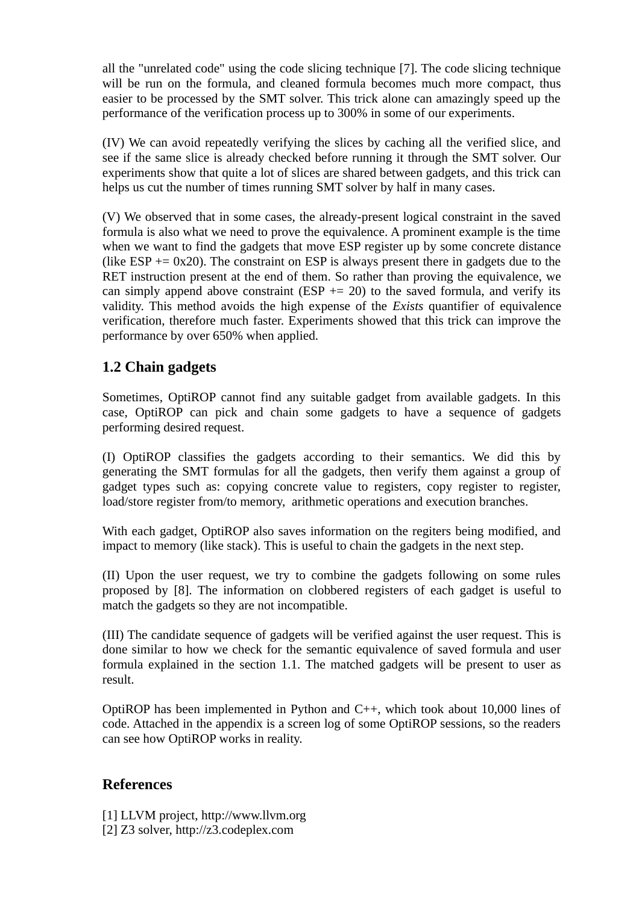all the "unrelated code" using the code slicing technique [7]. The code slicing technique will be run on the formula, and cleaned formula becomes much more compact, thus easier to be processed by the SMT solver. This trick alone can amazingly speed up the performance of the verification process up to 300% in some of our experiments.

(IV) We can avoid repeatedly verifying the slices by caching all the verified slice, and see if the same slice is already checked before running it through the SMT solver. Our experiments show that quite a lot of slices are shared between gadgets, and this trick can helps us cut the number of times running SMT solver by half in many cases.

(V) We observed that in some cases, the already-present logical constraint in the saved formula is also what we need to prove the equivalence. A prominent example is the time when we want to find the gadgets that move ESP register up by some concrete distance (like ESP += 0x20). The constraint on ESP is always present there in gadgets due to the RET instruction present at the end of them. So rather than proving the equivalence, we can simply append above constraint (ESP += 20) to the saved formula, and verify its validity. This method avoids the high expense of the *Exists* quantifier of equivalence verification, therefore much faster. Experiments showed that this trick can improve the performance by over 650% when applied.

## 1.2 Chain gadgets

Sometimes, OptiROP cannot find any suitable gadget from available gadgets. In this case, OptiROP can pick and chain some gadgets to have a sequence of gadgets performing desired request.

(I) OptiROP classifies the gadgets according to their semantics. We did this by generating the SMT formulas for all the gadgets, then verify them against a group of gadget types such as: copying concrete value to registers, copy register to register, load/store register from/to memory, arithmetic operations and execution branches.

With each gadget, OptiROP also saves information on the regiters being modified, and impact to memory (like stack). This is useful to chain the gadgets in the next step.

(II) Upon the user request, we try to combine the gadgets following on some rules proposed by [8]. The information on clobbered registers of each gadget is useful to match the gadgets so they are not incompatible.

(III) The candidate sequence of gadgets will be verified against the user request. This is done similar to how we check for the semantic equivalence of saved formula and user formula explained in the section 1.1. The matched gadgets will be present to user as result.

OptiROP has been implemented in Python and C++, which took about 10,000 lines of code. Attached in the appendix is a screen log of some OptiROP sessions, so the readers can see how OptiROP works in reality.

## References

[1] LLVM project, http://www.llvm.org
[2] Z3 solver, http://z3.codeplex.com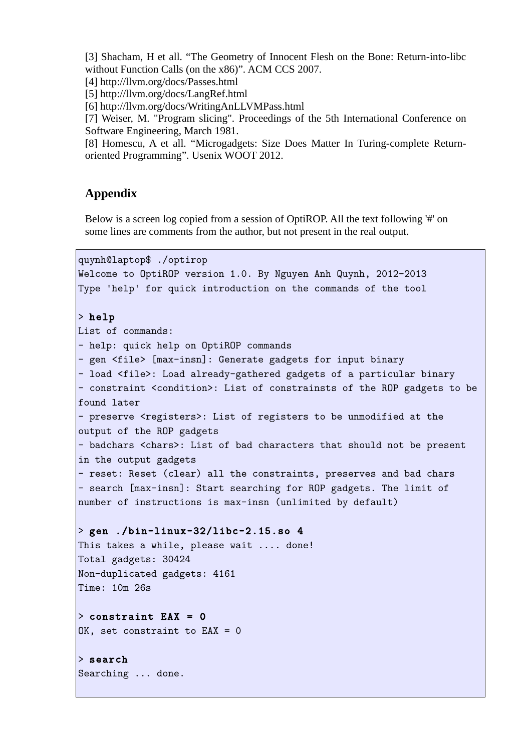[3] Shacham, H et all. “The Geometry of Innocent Flesh on the Bone: Return-into-libc without Function Calls (on the x86)”. ACM CCS 2007.
[4] http://llvm.org/docs/Passes.html
[5] http://llvm.org/docs/LangRef.html
[6] http://llvm.org/docs/WritingAnLLVMPass.html
[7] Weiser, M. "Program slicing". Proceedings of the 5th International Conference on Software Engineering, March 1981.
[8] Homescu, A et all. “Microgadgets: Size Does Matter In Turing-complete Return-oriented Programming”. Usenix WOOT 2012.

## Appendix

Below is a screen log copied from a session of OptiROP. All the text following '#' on some lines are comments from the author, but not present in the real output.

```
quynh@laptop$ ./optirop
Welcome to OptiROP version 1.0. By Nguyen Anh Quynh, 2012-2013
Type 'help' for quick introduction on the commands of the tool

> help
List of commands:
- help: quick help on OptiROP commands
- gen <file> [max-insn]: Generate gadgets for input binary
- load <file>: Load already-gathered gadgets of a particular binary
- constraint <condition>: List of constrainsts of the ROP gadgets to be
found later
- preserve <registers>: List of registers to be unmodified at the
output of the ROP gadgets
- badchars <chars>: List of bad characters that should not be present
in the output gadgets
- reset: Reset (clear) all the constraints, preserves and bad chars
- search [max-insn]: Start searching for ROP gadgets. The limit of
number of instructions is max-insn (unlimited by default)

> gen ./bin-linux-32/libc-2.15.so 4
This takes a while, please wait .... done!
Total gadgets: 30424
Non-duplicated gadgets: 4161
Time: 10m 26s

> constraint EAX = 0
OK, set constraint to EAX = 0

> search
Searching ... done.
```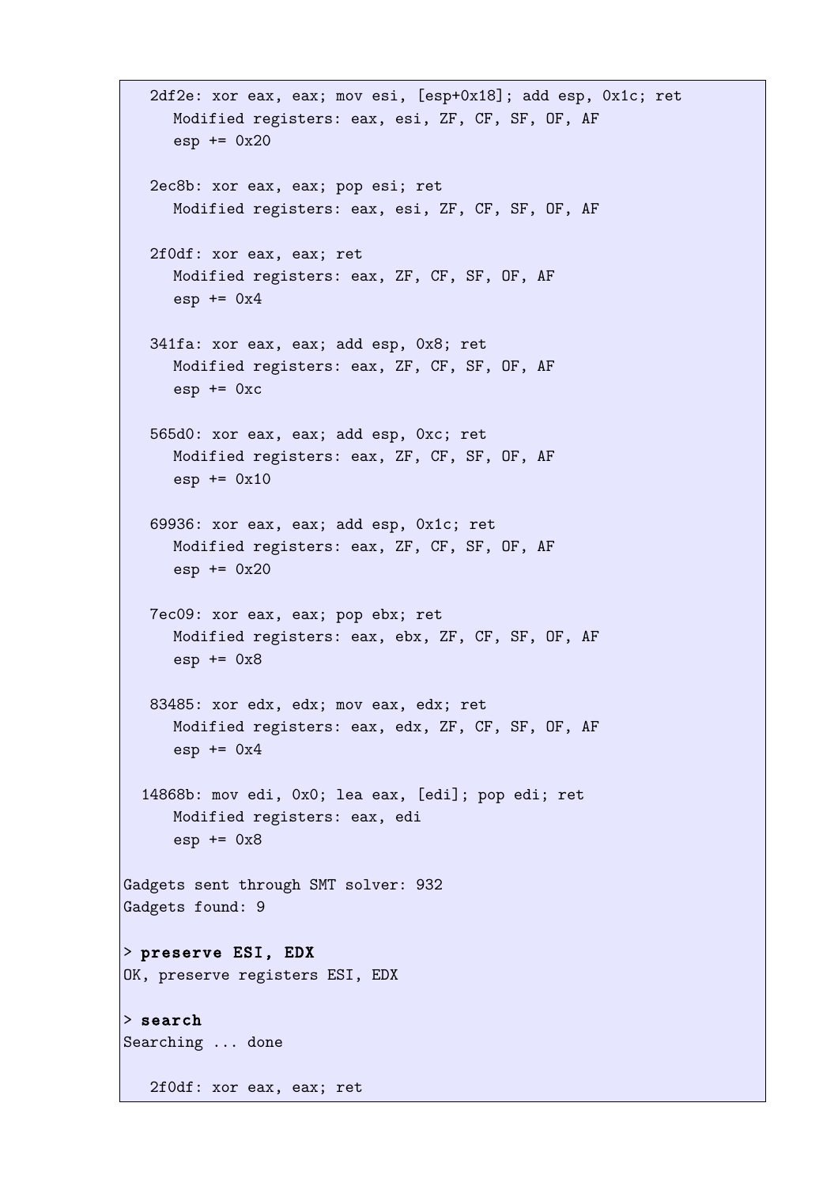```
   2df2e: xor eax, eax; mov esi, [esp+0x18]; add esp, 0x1c; ret
      Modified registers: eax, esi, ZF, CF, SF, OF, AF
      esp += 0x20

   2ec8b: xor eax, eax; pop esi; ret
      Modified registers: eax, esi, ZF, CF, SF, OF, AF

   2f0df: xor eax, eax; ret
      Modified registers: eax, ZF, CF, SF, OF, AF
      esp += 0x4

   341fa: xor eax, eax; add esp, 0x8; ret
      Modified registers: eax, ZF, CF, SF, OF, AF
      esp += 0xc

   565d0: xor eax, eax; add esp, 0xc; ret
      Modified registers: eax, ZF, CF, SF, OF, AF
      esp += 0x10

   69936: xor eax, eax; add esp, 0x1c; ret
      Modified registers: eax, ZF, CF, SF, OF, AF
      esp += 0x20

   7ec09: xor eax, eax; pop ebx; ret
      Modified registers: eax, ebx, ZF, CF, SF, OF, AF
      esp += 0x8

   83485: xor edx, edx; mov eax, edx; ret
      Modified registers: eax, edx, ZF, CF, SF, OF, AF
      esp += 0x4

  14868b: mov edi, 0x0; lea eax, [edi]; pop edi; ret
      Modified registers: eax, edi
      esp += 0x8

Gadgets sent through SMT solver: 932
Gadgets found: 9

> preserve ESI, EDX
OK, preserve registers ESI, EDX

> search
Searching ... done

   2f0df: xor eax, eax; ret
```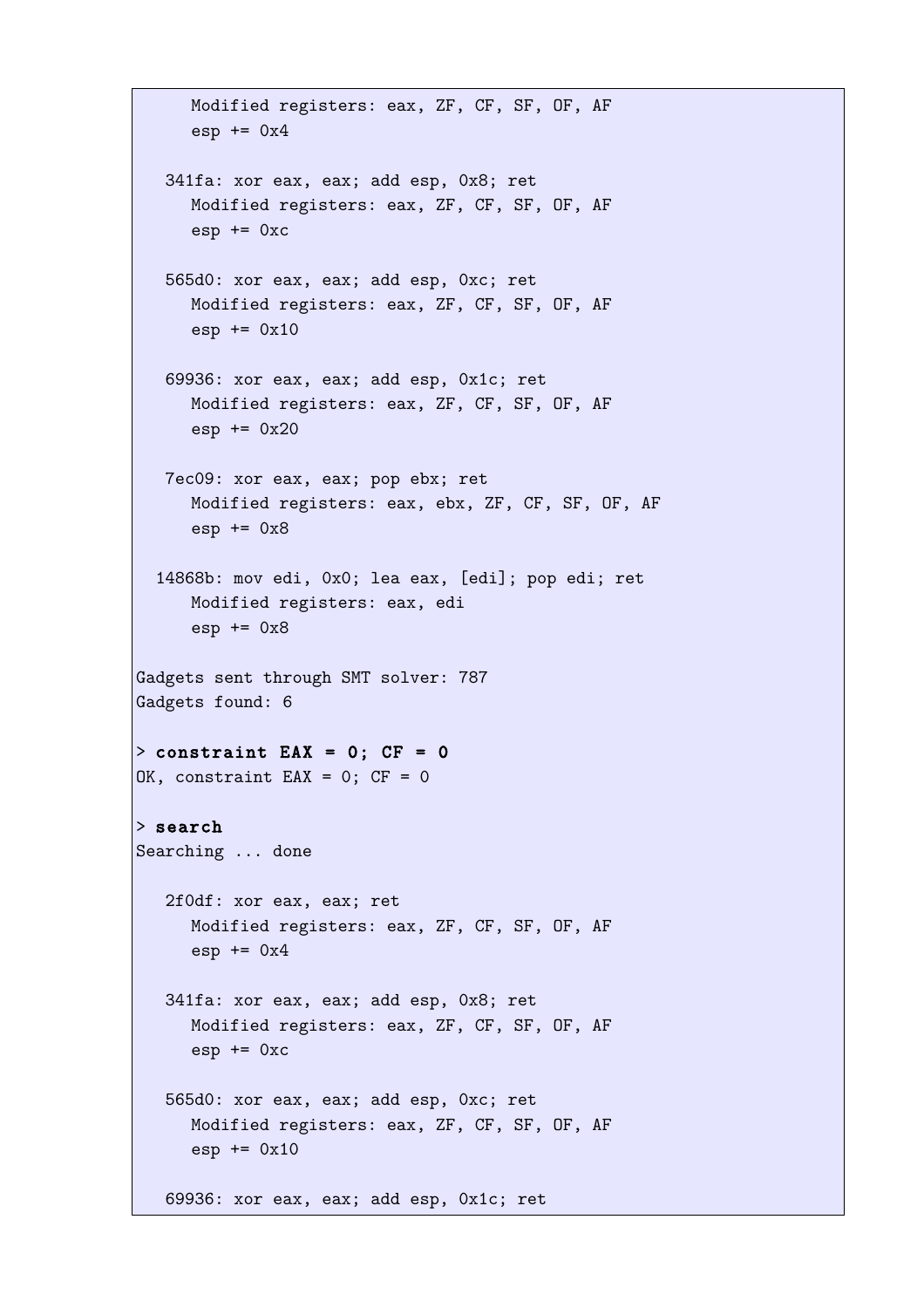```
    Modified registers: eax, ZF, CF, SF, OF, AF
    esp += 0x4

  341fa: xor eax, eax; add esp, 0x8; ret
    Modified registers: eax, ZF, CF, SF, OF, AF
    esp += 0xc

  565d0: xor eax, eax; add esp, 0xc; ret
    Modified registers: eax, ZF, CF, SF, OF, AF
    esp += 0x10

  69936: xor eax, eax; add esp, 0x1c; ret
    Modified registers: eax, ZF, CF, SF, OF, AF
    esp += 0x20

  7ec09: xor eax, eax; pop ebx; ret
    Modified registers: eax, ebx, ZF, CF, SF, OF, AF
    esp += 0x8

 14868b: mov edi, 0x0; lea eax, [edi]; pop edi; ret
    Modified registers: eax, edi
    esp += 0x8

Gadgets sent through SMT solver: 787
Gadgets found: 6

> constraint EAX = 0; CF = 0
OK, constraint EAX = 0; CF = 0

> search
Searching ... done

  2f0df: xor eax, eax; ret
    Modified registers: eax, ZF, CF, SF, OF, AF
    esp += 0x4

  341fa: xor eax, eax; add esp, 0x8; ret
    Modified registers: eax, ZF, CF, SF, OF, AF
    esp += 0xc

  565d0: xor eax, eax; add esp, 0xc; ret
    Modified registers: eax, ZF, CF, SF, OF, AF
    esp += 0x10

  69936: xor eax, eax; add esp, 0x1c; ret
```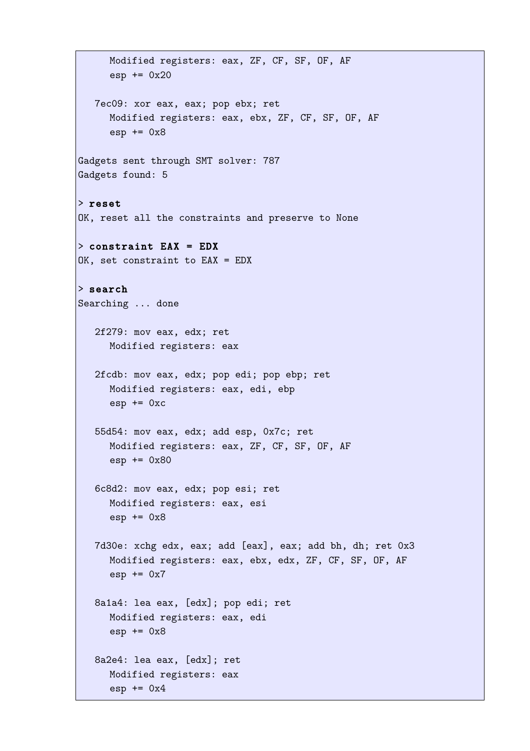```
      Modified registers: eax, ZF, CF, SF, OF, AF
      esp += 0x20

   7ec09: xor eax, eax; pop ebx; ret
      Modified registers: eax, ebx, ZF, CF, SF, OF, AF
      esp += 0x8

Gadgets sent through SMT solver: 787
Gadgets found: 5

> reset
OK, reset all the constraints and preserve to None

> constraint EAX = EDX
OK, set constraint to EAX = EDX

> search
Searching ... done

   2f279: mov eax, edx; ret
      Modified registers: eax

   2fcdb: mov eax, edx; pop edi; pop ebp; ret
      Modified registers: eax, edi, ebp
      esp += 0xc

   55d54: mov eax, edx; add esp, 0x7c; ret
      Modified registers: eax, ZF, CF, SF, OF, AF
      esp += 0x80

   6c8d2: mov eax, edx; pop esi; ret
      Modified registers: eax, esi
      esp += 0x8

   7d30e: xchg edx, eax; add [eax], eax; add bh, dh; ret 0x3
      Modified registers: eax, ebx, edx, ZF, CF, SF, OF, AF
      esp += 0x7

   8a1a4: lea eax, [edx]; pop edi; ret
      Modified registers: eax, edi
      esp += 0x8

   8a2e4: lea eax, [edx]; ret
      Modified registers: eax
      esp += 0x4
```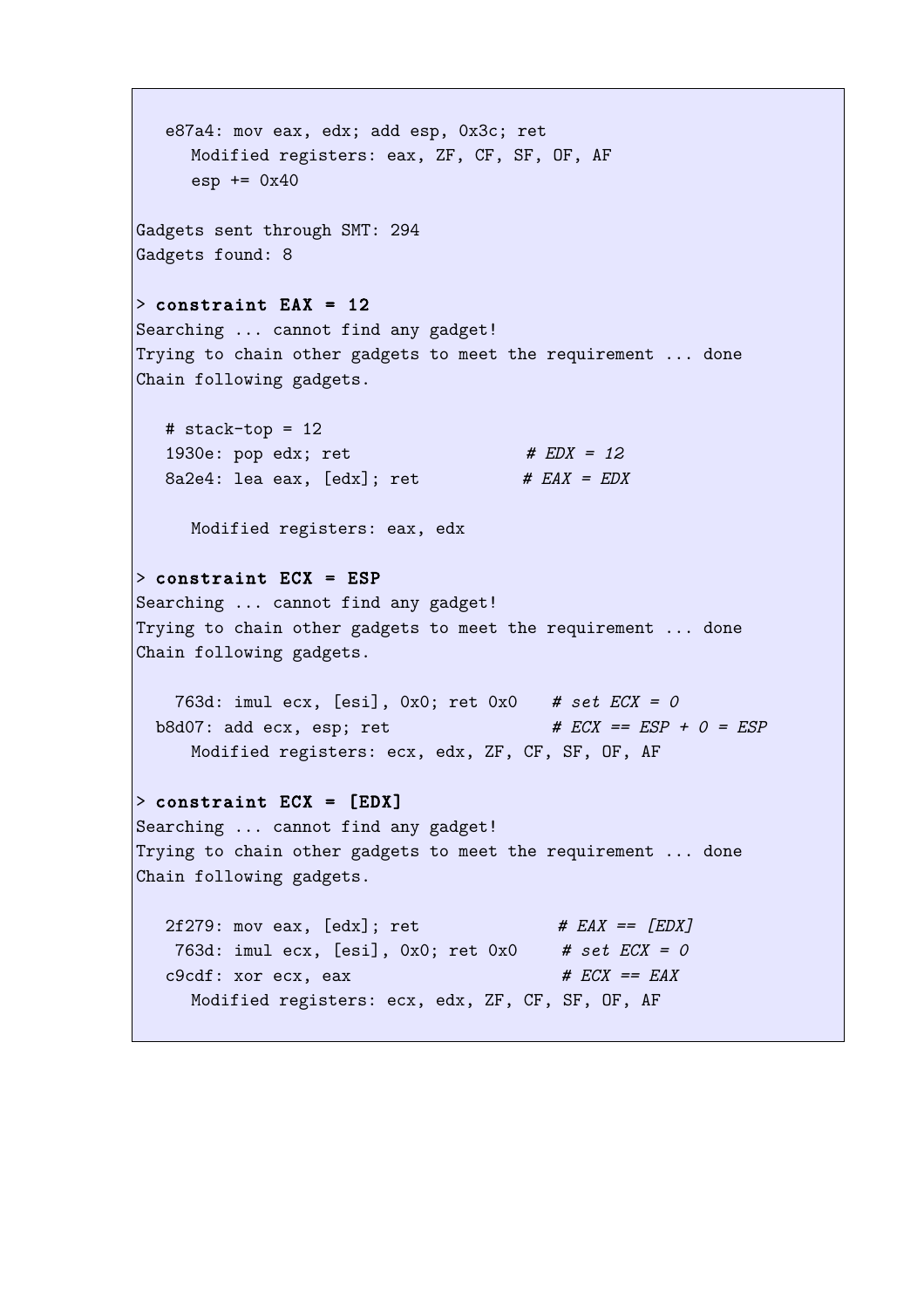```
   e87a4: mov eax, edx; add esp, 0x3c; ret
      Modified registers: eax, ZF, CF, SF, OF, AF
      esp += 0x40

Gadgets sent through SMT: 294
Gadgets found: 8

> constraint EAX = 12
Searching ... cannot find any gadget!
Trying to chain other gadgets to meet the requirement ... done
Chain following gadgets.

   # stack-top = 12
   1930e: pop edx; ret                # EDX = 12
   8a2e4: lea eax, [edx]; ret         # EAX = EDX

      Modified registers: eax, edx

> constraint ECX = ESP
Searching ... cannot find any gadget!
Trying to chain other gadgets to meet the requirement ... done
Chain following gadgets.

    763d: imul ecx, [esi], 0x0; ret 0x0   # set ECX = 0
  b8d07: add ecx, esp; ret                # ECX == ESP + 0 = ESP
      Modified registers: ecx, edx, ZF, CF, SF, OF, AF

> constraint ECX = [EDX]
Searching ... cannot find any gadget!
Trying to chain other gadgets to meet the requirement ... done
Chain following gadgets.

   2f279: mov eax, [edx]; ret             # EAX == [EDX]
    763d: imul ecx, [esi], 0x0; ret 0x0   # set ECX = 0
   c9cdf: xor ecx, eax                    # ECX == EAX
      Modified registers: ecx, edx, ZF, CF, SF, OF, AF
```